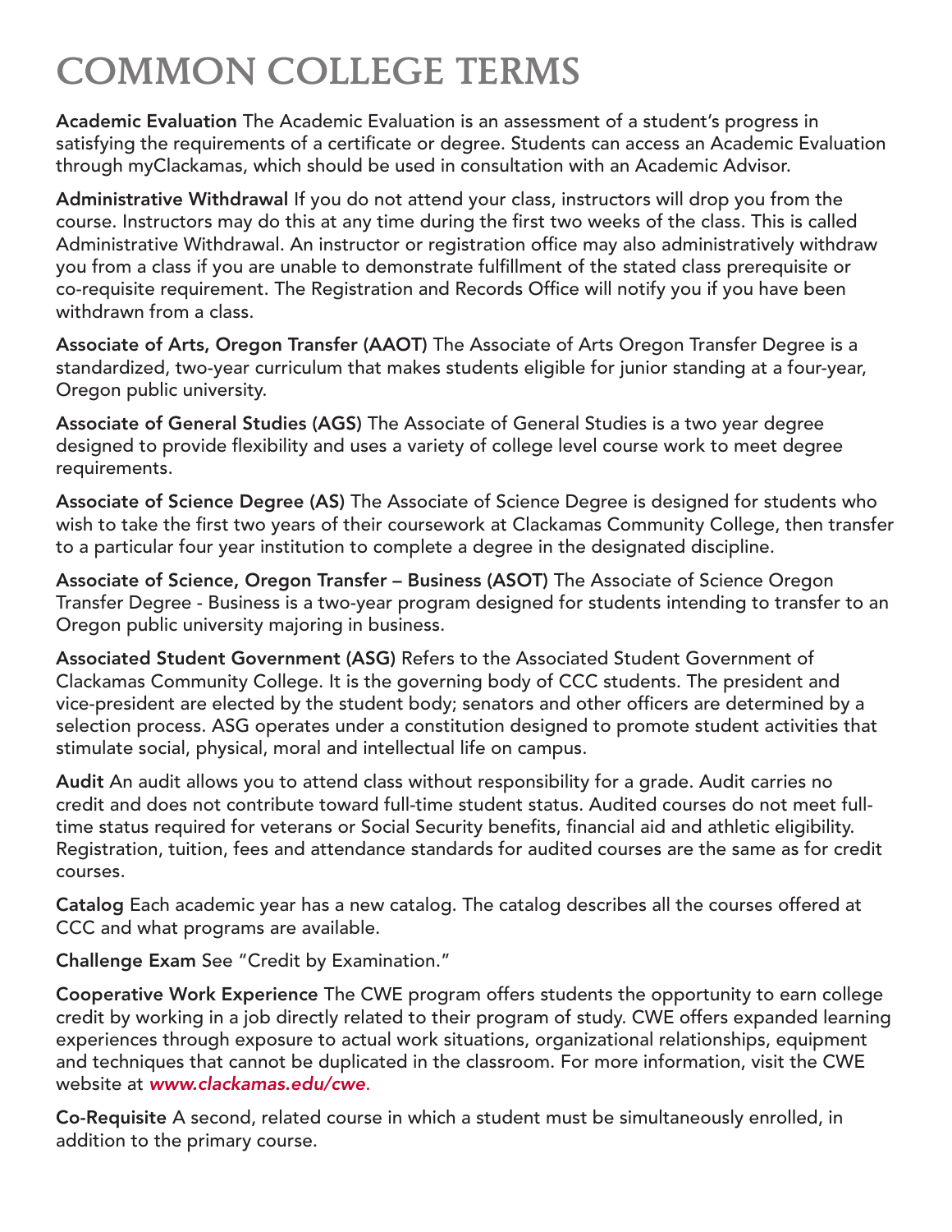# COMMON COLLEGE TERMS

**Academic Evaluation** The Academic Evaluation is an assessment of a student's progress in satisfying the requirements of a certificate or degree. Students can access an Academic Evaluation through myClackamas, which should be used in consultation with an Academic Advisor.

**Administrative Withdrawal** If you do not attend your class, instructors will drop you from the course. Instructors may do this at any time during the first two weeks of the class. This is called Administrative Withdrawal. An instructor or registration office may also administratively withdraw you from a class if you are unable to demonstrate fulfillment of the stated class prerequisite or co-requisite requirement. The Registration and Records Office will notify you if you have been withdrawn from a class.

**Associate of Arts, Oregon Transfer (AAOT)** The Associate of Arts Oregon Transfer Degree is a standardized, two-year curriculum that makes students eligible for junior standing at a four-year, Oregon public university.

**Associate of General Studies (AGS)** The Associate of General Studies is a two year degree designed to provide flexibility and uses a variety of college level course work to meet degree requirements.

**Associate of Science Degree (AS)** The Associate of Science Degree is designed for students who wish to take the first two years of their coursework at Clackamas Community College, then transfer to a particular four year institution to complete a degree in the designated discipline.

**Associate of Science, Oregon Transfer – Business (ASOT)** The Associate of Science Oregon Transfer Degree - Business is a two-year program designed for students intending to transfer to an Oregon public university majoring in business.

**Associated Student Government (ASG)** Refers to the Associated Student Government of Clackamas Community College. It is the governing body of CCC students. The president and vice-president are elected by the student body; senators and other officers are determined by a selection process. ASG operates under a constitution designed to promote student activities that stimulate social, physical, moral and intellectual life on campus.

**Audit** An audit allows you to attend class without responsibility for a grade. Audit carries no credit and does not contribute toward full-time student status. Audited courses do not meet full-time status required for veterans or Social Security benefits, financial aid and athletic eligibility. Registration, tuition, fees and attendance standards for audited courses are the same as for credit courses.

**Catalog** Each academic year has a new catalog. The catalog describes all the courses offered at CCC and what programs are available.

**Challenge Exam** See "Credit by Examination."

**Cooperative Work Experience** The CWE program offers students the opportunity to earn college credit by working in a job directly related to their program of study. CWE offers expanded learning experiences through exposure to actual work situations, organizational relationships, equipment and techniques that cannot be duplicated in the classroom. For more information, visit the CWE website at *www.clackamas.edu/cwe*.

**Co-Requisite** A second, related course in which a student must be simultaneously enrolled, in addition to the primary course.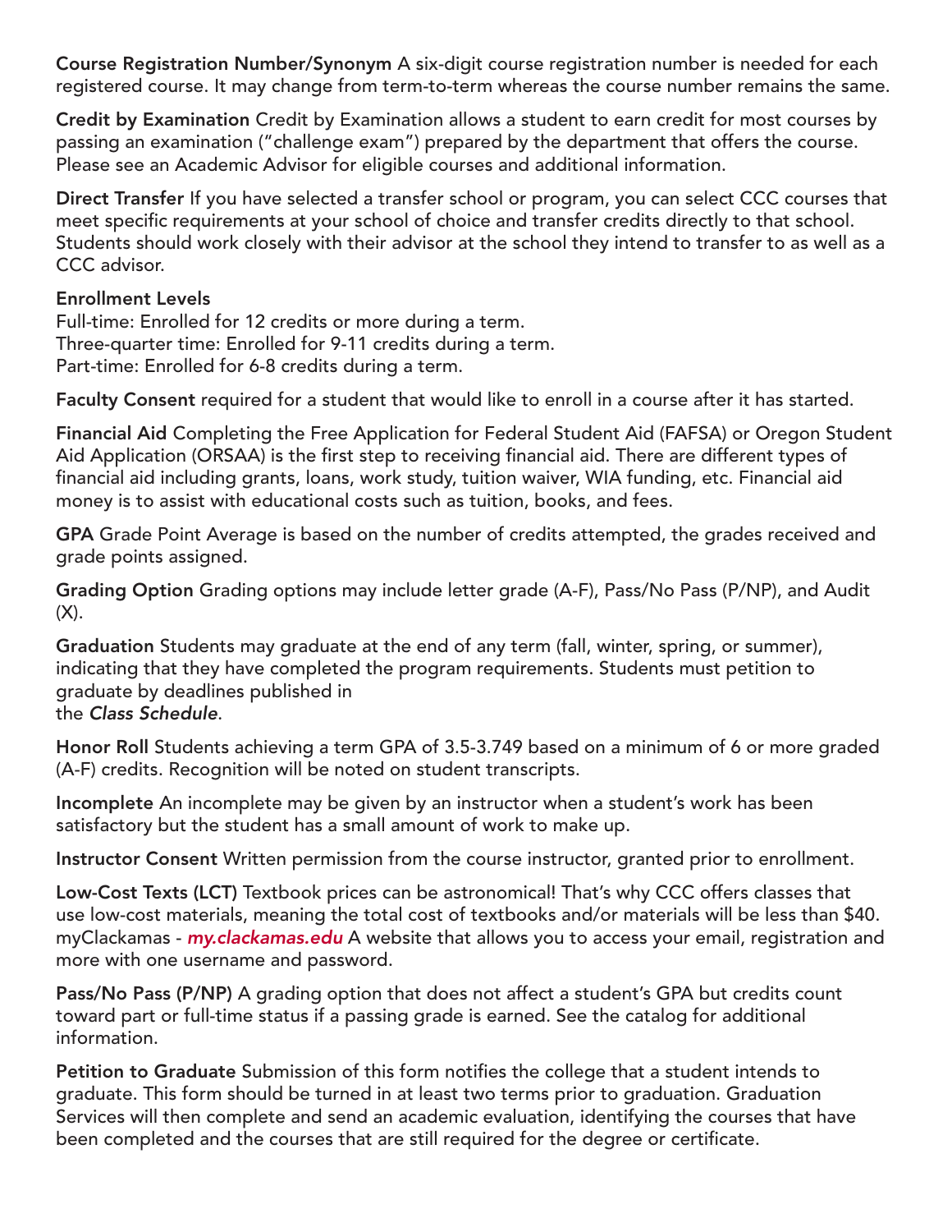**Course Registration Number/Synonym** A six-digit course registration number is needed for each registered course. It may change from term-to-term whereas the course number remains the same.

**Credit by Examination** Credit by Examination allows a student to earn credit for most courses by passing an examination ("challenge exam") prepared by the department that offers the course. Please see an Academic Advisor for eligible courses and additional information.

**Direct Transfer** If you have selected a transfer school or program, you can select CCC courses that meet specific requirements at your school of choice and transfer credits directly to that school. Students should work closely with their advisor at the school they intend to transfer to as well as a CCC advisor.

**Enrollment Levels**
Full-time: Enrolled for 12 credits or more during a term.
Three-quarter time: Enrolled for 9-11 credits during a term.
Part-time: Enrolled for 6-8 credits during a term.

**Faculty Consent** required for a student that would like to enroll in a course after it has started.

**Financial Aid** Completing the Free Application for Federal Student Aid (FAFSA) or Oregon Student Aid Application (ORSAA) is the first step to receiving financial aid. There are different types of financial aid including grants, loans, work study, tuition waiver, WIA funding, etc. Financial aid money is to assist with educational costs such as tuition, books, and fees.

**GPA** Grade Point Average is based on the number of credits attempted, the grades received and grade points assigned.

**Grading Option** Grading options may include letter grade (A-F), Pass/No Pass (P/NP), and Audit (X).

**Graduation** Students may graduate at the end of any term (fall, winter, spring, or summer), indicating that they have completed the program requirements. Students must petition to graduate by deadlines published in the *Class Schedule*.

**Honor Roll** Students achieving a term GPA of 3.5-3.749 based on a minimum of 6 or more graded (A-F) credits. Recognition will be noted on student transcripts.

**Incomplete** An incomplete may be given by an instructor when a student's work has been satisfactory but the student has a small amount of work to make up.

**Instructor Consent** Written permission from the course instructor, granted prior to enrollment.

**Low-Cost Texts (LCT)** Textbook prices can be astronomical! That's why CCC offers classes that use low-cost materials, meaning the total cost of textbooks and/or materials will be less than $40.
myClackamas - ***my.clackamas.edu*** A website that allows you to access your email, registration and more with one username and password.

**Pass/No Pass (P/NP)** A grading option that does not affect a student's GPA but credits count toward part or full-time status if a passing grade is earned. See the catalog for additional information.

**Petition to Graduate** Submission of this form notifies the college that a student intends to graduate. This form should be turned in at least two terms prior to graduation. Graduation Services will then complete and send an academic evaluation, identifying the courses that have been completed and the courses that are still required for the degree or certificate.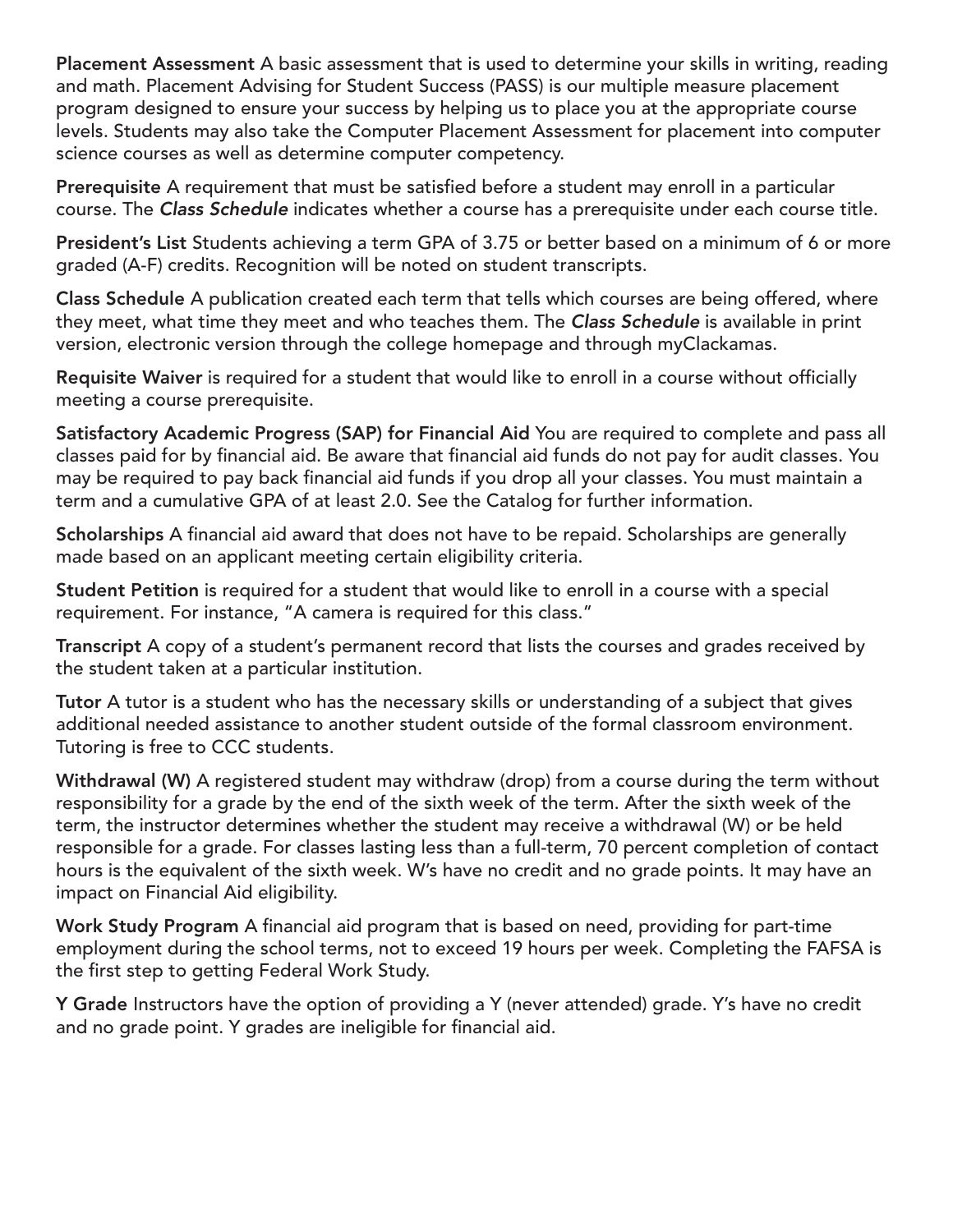**Placement Assessment** A basic assessment that is used to determine your skills in writing, reading and math. Placement Advising for Student Success (PASS) is our multiple measure placement program designed to ensure your success by helping us to place you at the appropriate course levels. Students may also take the Computer Placement Assessment for placement into computer science courses as well as determine computer competency.

**Prerequisite** A requirement that must be satisfied before a student may enroll in a particular course. The ***Class Schedule*** indicates whether a course has a prerequisite under each course title.

**President's List** Students achieving a term GPA of 3.75 or better based on a minimum of 6 or more graded (A-F) credits. Recognition will be noted on student transcripts.

**Class Schedule** A publication created each term that tells which courses are being offered, where they meet, what time they meet and who teaches them. The ***Class Schedule*** is available in print version, electronic version through the college homepage and through myClackamas.

**Requisite Waiver** is required for a student that would like to enroll in a course without officially meeting a course prerequisite.

**Satisfactory Academic Progress (SAP) for Financial Aid** You are required to complete and pass all classes paid for by financial aid. Be aware that financial aid funds do not pay for audit classes. You may be required to pay back financial aid funds if you drop all your classes. You must maintain a term and a cumulative GPA of at least 2.0. See the Catalog for further information.

**Scholarships** A financial aid award that does not have to be repaid. Scholarships are generally made based on an applicant meeting certain eligibility criteria.

**Student Petition** is required for a student that would like to enroll in a course with a special requirement. For instance, "A camera is required for this class."

**Transcript** A copy of a student's permanent record that lists the courses and grades received by the student taken at a particular institution.

**Tutor** A tutor is a student who has the necessary skills or understanding of a subject that gives additional needed assistance to another student outside of the formal classroom environment. Tutoring is free to CCC students.

**Withdrawal (W)** A registered student may withdraw (drop) from a course during the term without responsibility for a grade by the end of the sixth week of the term. After the sixth week of the term, the instructor determines whether the student may receive a withdrawal (W) or be held responsible for a grade. For classes lasting less than a full-term, 70 percent completion of contact hours is the equivalent of the sixth week. W's have no credit and no grade points. It may have an impact on Financial Aid eligibility.

**Work Study Program** A financial aid program that is based on need, providing for part-time employment during the school terms, not to exceed 19 hours per week. Completing the FAFSA is the first step to getting Federal Work Study.

**Y Grade** Instructors have the option of providing a Y (never attended) grade. Y's have no credit and no grade point. Y grades are ineligible for financial aid.